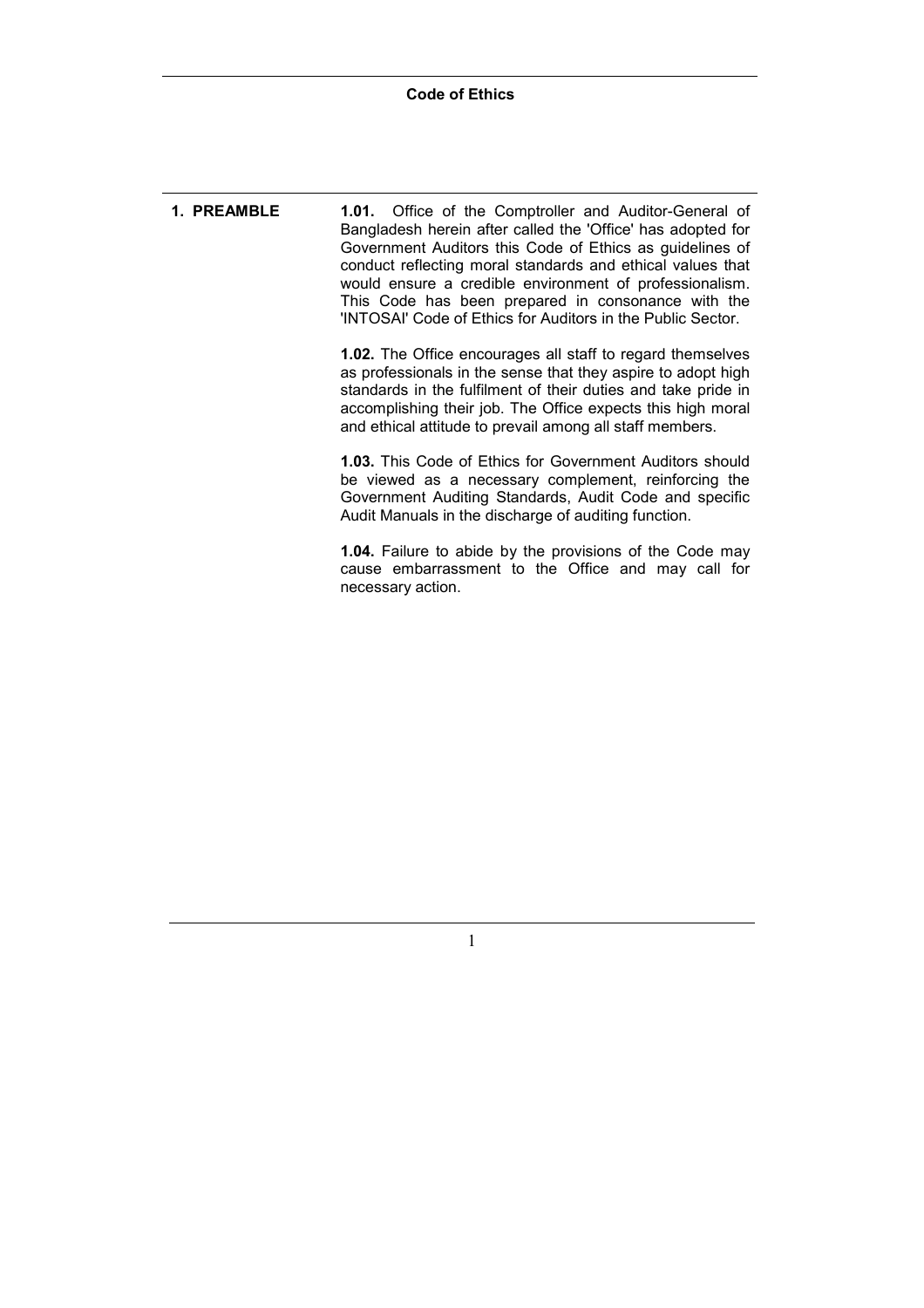# Code of Ethics

## 1. PREAMBLE

**1.01.** Office of the Comptroller and Auditor-General of Bangladesh herein after called the 'Office' has adopted for Government Auditors this Code of Ethics as guidelines of conduct reflecting moral standards and ethical values that would ensure a credible environment of professionalism. This Code has been prepared in consonance with the 'INTOSAI' Code of Ethics for Auditors in the Public Sector.

**1.02.** The Office encourages all staff to regard themselves as professionals in the sense that they aspire to adopt high standards in the fulfilment of their duties and take pride in accomplishing their job. The Office expects this high moral and ethical attitude to prevail among all staff members.

**1.03.** This Code of Ethics for Government Auditors should be viewed as a necessary complement, reinforcing the Government Auditing Standards, Audit Code and specific Audit Manuals in the discharge of auditing function.

**1.04.** Failure to abide by the provisions of the Code may cause embarrassment to the Office and may call for necessary action.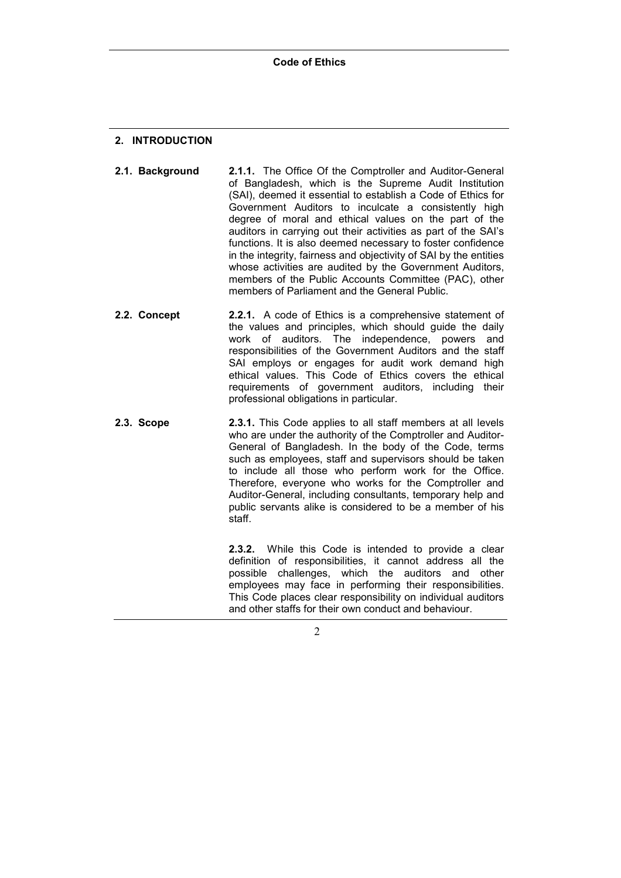## 2. INTRODUCTION

### 2.1. Background

**2.1.1.** The Office Of the Comptroller and Auditor-General of Bangladesh, which is the Supreme Audit Institution (SAI), deemed it essential to establish a Code of Ethics for Government Auditors to inculcate a consistently high degree of moral and ethical values on the part of the auditors in carrying out their activities as part of the SAI's functions. It is also deemed necessary to foster confidence in the integrity, fairness and objectivity of SAI by the entities whose activities are audited by the Government Auditors, members of the Public Accounts Committee (PAC), other members of Parliament and the General Public.

### 2.2. Concept

**2.2.1.** A code of Ethics is a comprehensive statement of the values and principles, which should guide the daily work of auditors. The independence, powers and responsibilities of the Government Auditors and the staff SAI employs or engages for audit work demand high ethical values. This Code of Ethics covers the ethical requirements of government auditors, including their professional obligations in particular.

### 2.3. Scope

**2.3.1.** This Code applies to all staff members at all levels who are under the authority of the Comptroller and Auditor-General of Bangladesh. In the body of the Code, terms such as employees, staff and supervisors should be taken to include all those who perform work for the Office. Therefore, everyone who works for the Comptroller and Auditor-General, including consultants, temporary help and public servants alike is considered to be a member of his staff.

**2.3.2.** While this Code is intended to provide a clear definition of responsibilities, it cannot address all the possible challenges, which the auditors and other employees may face in performing their responsibilities. This Code places clear responsibility on individual auditors and other staffs for their own conduct and behaviour.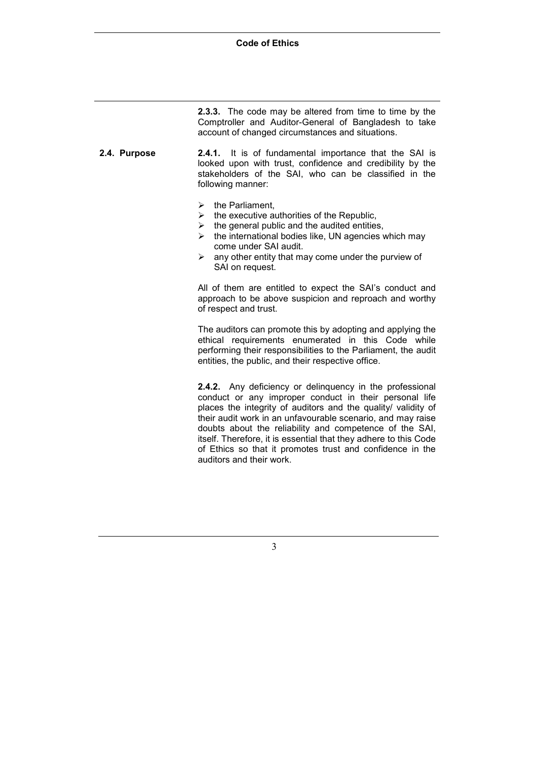**2.3.3.** The code may be altered from time to time by the Comptroller and Auditor-General of Bangladesh to take account of changed circumstances and situations.

## 2.4. Purpose

**2.4.1.** It is of fundamental importance that the SAI is looked upon with trust, confidence and credibility by the stakeholders of the SAI, who can be classified in the following manner:

- the Parliament,
- the executive authorities of the Republic,
- the general public and the audited entities,
- the international bodies like, UN agencies which may come under SAI audit.
- any other entity that may come under the purview of SAI on request.

All of them are entitled to expect the SAI's conduct and approach to be above suspicion and reproach and worthy of respect and trust.

The auditors can promote this by adopting and applying the ethical requirements enumerated in this Code while performing their responsibilities to the Parliament, the audit entities, the public, and their respective office.

**2.4.2.** Any deficiency or delinquency in the professional conduct or any improper conduct in their personal life places the integrity of auditors and the quality/ validity of their audit work in an unfavourable scenario, and may raise doubts about the reliability and competence of the SAI, itself. Therefore, it is essential that they adhere to this Code of Ethics so that it promotes trust and confidence in the auditors and their work.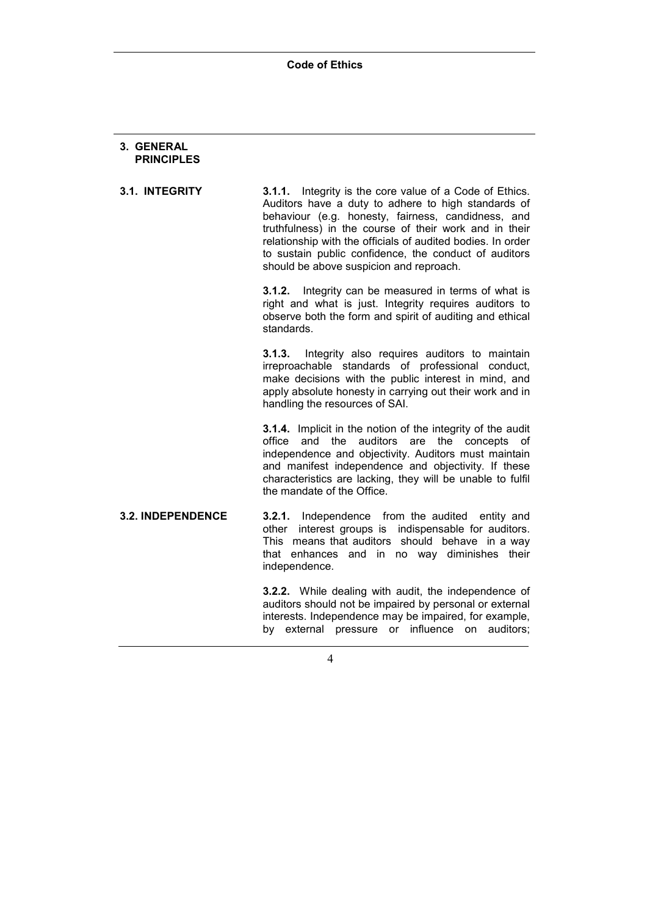## 3. GENERAL PRINCIPLES

### 3.1. INTEGRITY

**3.1.1.** Integrity is the core value of a Code of Ethics. Auditors have a duty to adhere to high standards of behaviour (e.g. honesty, fairness, candidness, and truthfulness) in the course of their work and in their relationship with the officials of audited bodies. In order to sustain public confidence, the conduct of auditors should be above suspicion and reproach.

**3.1.2.** Integrity can be measured in terms of what is right and what is just. Integrity requires auditors to observe both the form and spirit of auditing and ethical standards.

**3.1.3.** Integrity also requires auditors to maintain irreproachable standards of professional conduct, make decisions with the public interest in mind, and apply absolute honesty in carrying out their work and in handling the resources of SAI.

**3.1.4.** Implicit in the notion of the integrity of the audit office and the auditors are the concepts of independence and objectivity. Auditors must maintain and manifest independence and objectivity. If these characteristics are lacking, they will be unable to fulfil the mandate of the Office.

### 3.2. INDEPENDENCE

**3.2.1.** Independence from the audited entity and other interest groups is indispensable for auditors. This means that auditors should behave in a way that enhances and in no way diminishes their independence.

**3.2.2.** While dealing with audit, the independence of auditors should not be impaired by personal or external interests. Independence may be impaired, for example, by external pressure or influence on auditors;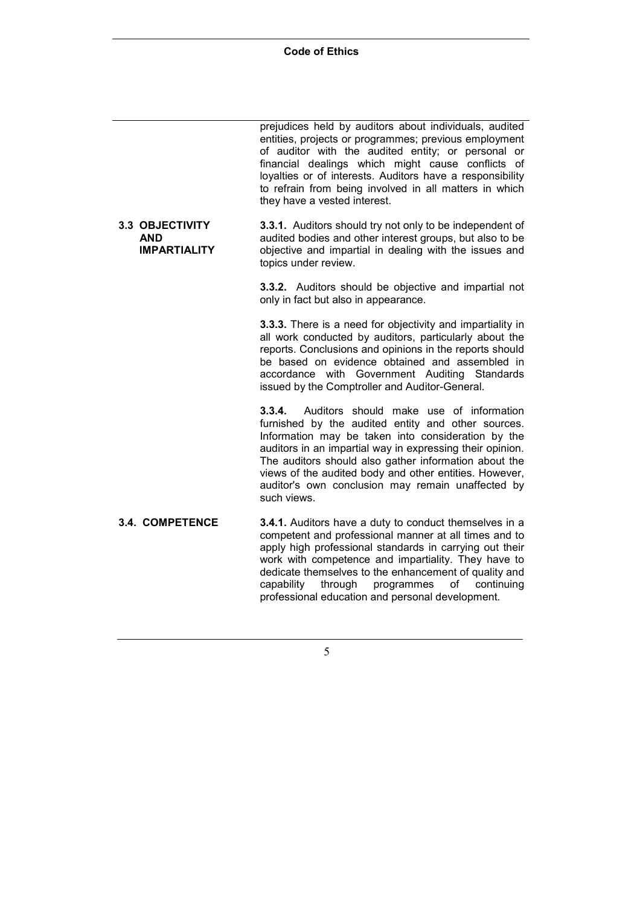prejudices held by auditors about individuals, audited entities, projects or programmes; previous employment of auditor with the audited entity; or personal or financial dealings which might cause conflicts of loyalties or of interests. Auditors have a responsibility to refrain from being involved in all matters in which they have a vested interest.

## 3.3 OBJECTIVITY AND IMPARTIALITY

**3.3.1.** Auditors should try not only to be independent of audited bodies and other interest groups, but also to be objective and impartial in dealing with the issues and topics under review.

**3.3.2.** Auditors should be objective and impartial not only in fact but also in appearance.

**3.3.3.** There is a need for objectivity and impartiality in all work conducted by auditors, particularly about the reports. Conclusions and opinions in the reports should be based on evidence obtained and assembled in accordance with Government Auditing Standards issued by the Comptroller and Auditor-General.

**3.3.4.** Auditors should make use of information furnished by the audited entity and other sources. Information may be taken into consideration by the auditors in an impartial way in expressing their opinion. The auditors should also gather information about the views of the audited body and other entities. However, auditor's own conclusion may remain unaffected by such views.

## 3.4. COMPETENCE

**3.4.1.** Auditors have a duty to conduct themselves in a competent and professional manner at all times and to apply high professional standards in carrying out their work with competence and impartiality. They have to dedicate themselves to the enhancement of quality and capability through programmes of continuing professional education and personal development.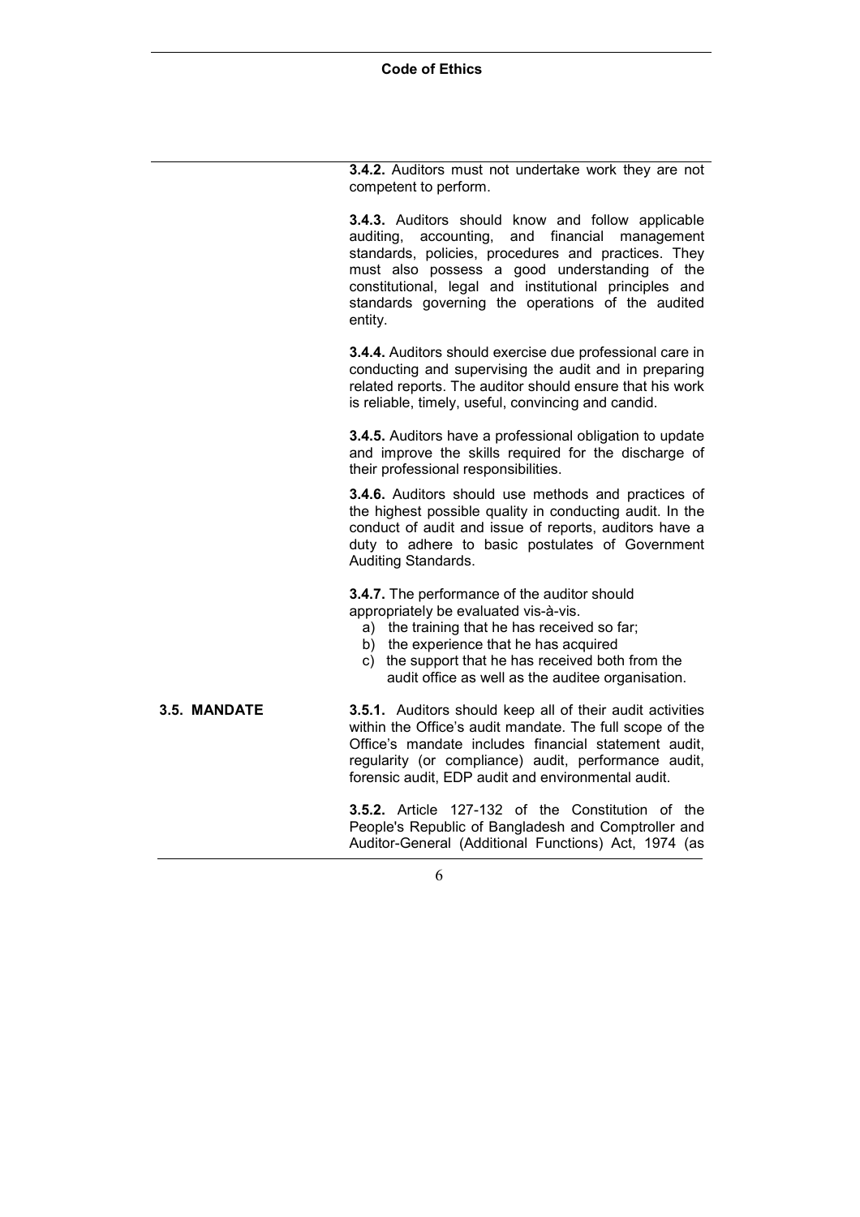**3.4.2.** Auditors must not undertake work they are not competent to perform.

**3.4.3.** Auditors should know and follow applicable auditing, accounting, and financial management standards, policies, procedures and practices. They must also possess a good understanding of the constitutional, legal and institutional principles and standards governing the operations of the audited entity.

**3.4.4.** Auditors should exercise due professional care in conducting and supervising the audit and in preparing related reports. The auditor should ensure that his work is reliable, timely, useful, convincing and candid.

**3.4.5.** Auditors have a professional obligation to update and improve the skills required for the discharge of their professional responsibilities.

**3.4.6.** Auditors should use methods and practices of the highest possible quality in conducting audit. In the conduct of audit and issue of reports, auditors have a duty to adhere to basic postulates of Government Auditing Standards.

**3.4.7.** The performance of the auditor should appropriately be evaluated vis-à-vis.

a) the training that he has received so far;
b) the experience that he has acquired
c) the support that he has received both from the audit office as well as the auditee organisation.

## 3.5. MANDATE

**3.5.1.** Auditors should keep all of their audit activities within the Office's audit mandate. The full scope of the Office's mandate includes financial statement audit, regularity (or compliance) audit, performance audit, forensic audit, EDP audit and environmental audit.

**3.5.2.** Article 127-132 of the Constitution of the People's Republic of Bangladesh and Comptroller and Auditor-General (Additional Functions) Act, 1974 (as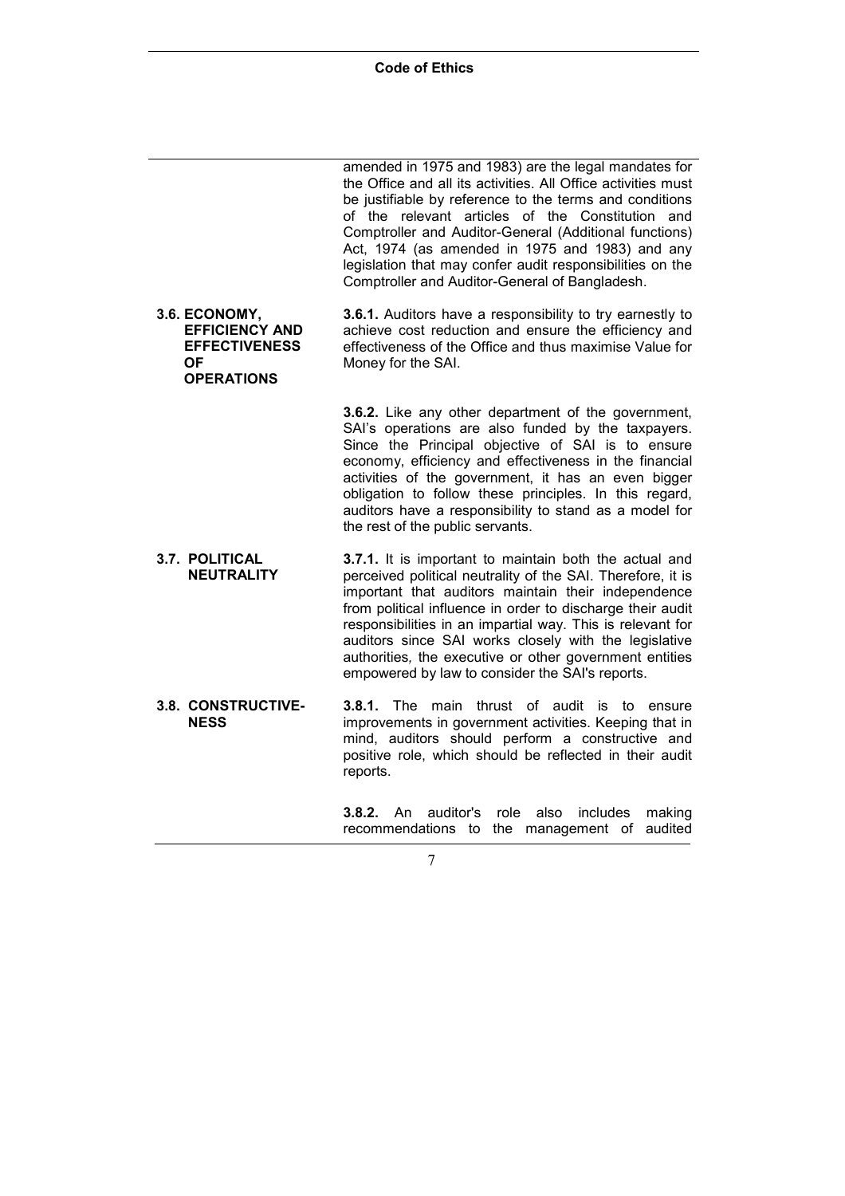amended in 1975 and 1983) are the legal mandates for the Office and all its activities. All Office activities must be justifiable by reference to the terms and conditions of the relevant articles of the Constitution and Comptroller and Auditor-General (Additional functions) Act, 1974 (as amended in 1975 and 1983) and any legislation that may confer audit responsibilities on the Comptroller and Auditor-General of Bangladesh.

### 3.6. ECONOMY, EFFICIENCY AND EFFECTIVENESS OF OPERATIONS

**3.6.1.** Auditors have a responsibility to try earnestly to achieve cost reduction and ensure the efficiency and effectiveness of the Office and thus maximise Value for Money for the SAI.

**3.6.2.** Like any other department of the government, SAI's operations are also funded by the taxpayers. Since the Principal objective of SAI is to ensure economy, efficiency and effectiveness in the financial activities of the government, it has an even bigger obligation to follow these principles. In this regard, auditors have a responsibility to stand as a model for the rest of the public servants.

### 3.7. POLITICAL NEUTRALITY

**3.7.1.** It is important to maintain both the actual and perceived political neutrality of the SAI. Therefore, it is important that auditors maintain their independence from political influence in order to discharge their audit responsibilities in an impartial way. This is relevant for auditors since SAI works closely with the legislative authorities, the executive or other government entities empowered by law to consider the SAI's reports.

### 3.8. CONSTRUCTIVENESS

**3.8.1.** The main thrust of audit is to ensure improvements in government activities. Keeping that in mind, auditors should perform a constructive and positive role, which should be reflected in their audit reports.

**3.8.2.** An auditor's role also includes making recommendations to the management of audited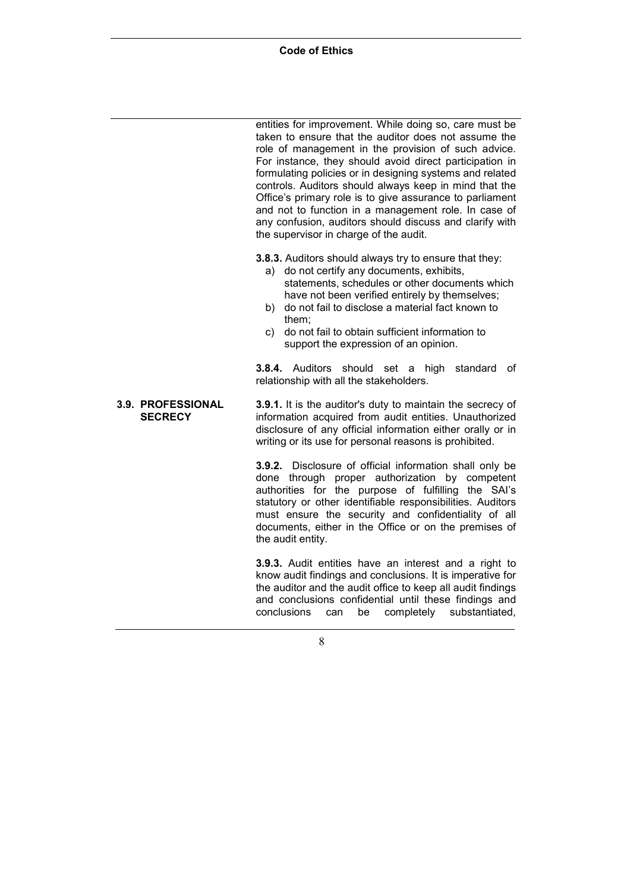entities for improvement. While doing so, care must be taken to ensure that the auditor does not assume the role of management in the provision of such advice. For instance, they should avoid direct participation in formulating policies or in designing systems and related controls. Auditors should always keep in mind that the Office's primary role is to give assurance to parliament and not to function in a management role. In case of any confusion, auditors should discuss and clarify with the supervisor in charge of the audit.

**3.8.3.** Auditors should always try to ensure that they:

a) do not certify any documents, exhibits, statements, schedules or other documents which have not been verified entirely by themselves;
b) do not fail to disclose a material fact known to them;
c) do not fail to obtain sufficient information to support the expression of an opinion.

**3.8.4.** Auditors should set a high standard of relationship with all the stakeholders.

## 3.9. PROFESSIONAL SECRECY

**3.9.1.** It is the auditor's duty to maintain the secrecy of information acquired from audit entities. Unauthorized disclosure of any official information either orally or in writing or its use for personal reasons is prohibited.

**3.9.2.** Disclosure of official information shall only be done through proper authorization by competent authorities for the purpose of fulfilling the SAI's statutory or other identifiable responsibilities. Auditors must ensure the security and confidentiality of all documents, either in the Office or on the premises of the audit entity.

**3.9.3.** Audit entities have an interest and a right to know audit findings and conclusions. It is imperative for the auditor and the audit office to keep all audit findings and conclusions confidential until these findings and conclusions can be completely substantiated,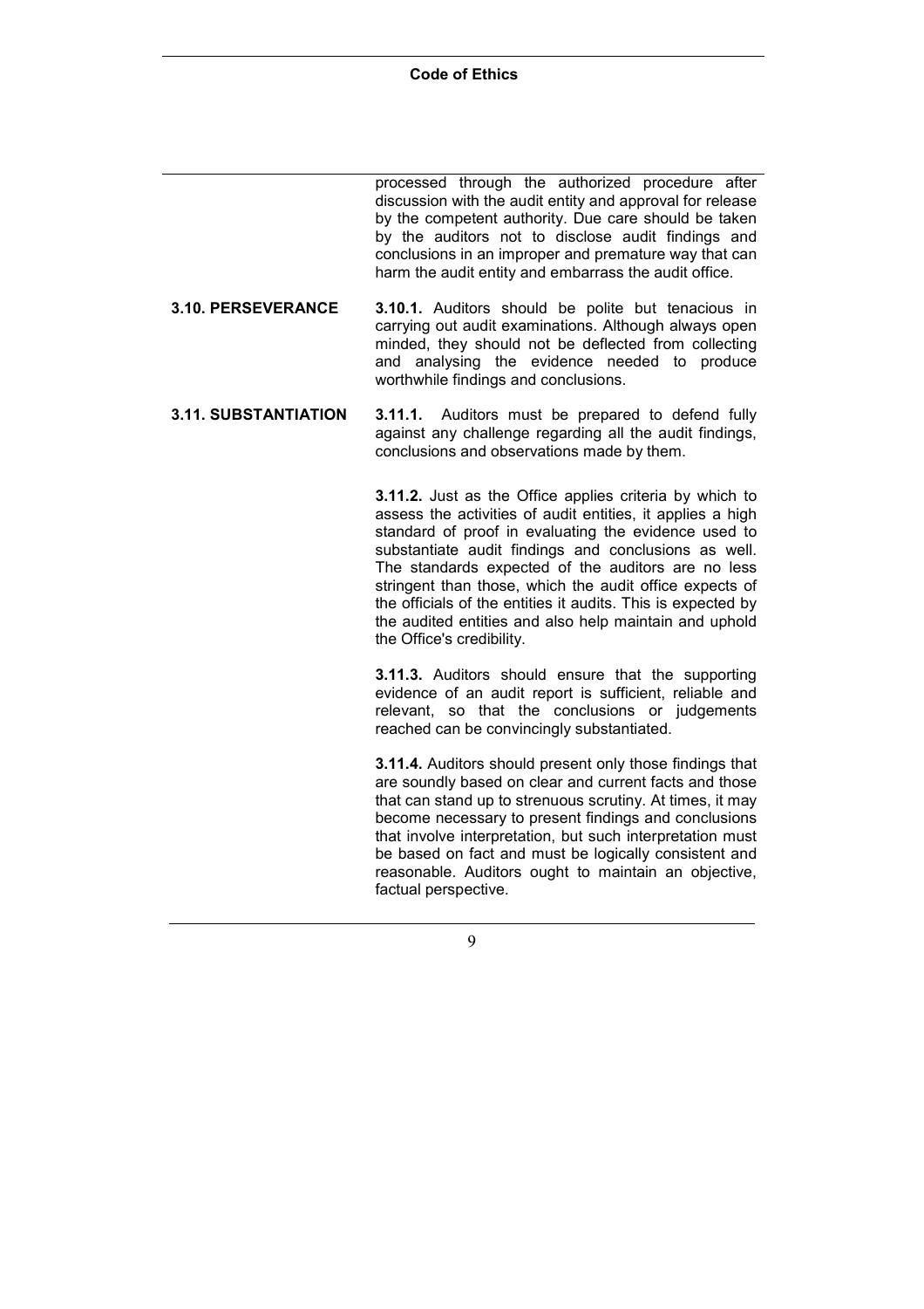processed through the authorized procedure after discussion with the audit entity and approval for release by the competent authority. Due care should be taken by the auditors not to disclose audit findings and conclusions in an improper and premature way that can harm the audit entity and embarrass the audit office.

### 3.10. PERSEVERANCE

**3.10.1.** Auditors should be polite but tenacious in carrying out audit examinations. Although always open minded, they should not be deflected from collecting and analysing the evidence needed to produce worthwhile findings and conclusions.

### 3.11. SUBSTANTIATION

**3.11.1.** Auditors must be prepared to defend fully against any challenge regarding all the audit findings, conclusions and observations made by them.

**3.11.2.** Just as the Office applies criteria by which to assess the activities of audit entities, it applies a high standard of proof in evaluating the evidence used to substantiate audit findings and conclusions as well. The standards expected of the auditors are no less stringent than those, which the audit office expects of the officials of the entities it audits. This is expected by the audited entities and also help maintain and uphold the Office's credibility.

**3.11.3.** Auditors should ensure that the supporting evidence of an audit report is sufficient, reliable and relevant, so that the conclusions or judgements reached can be convincingly substantiated.

**3.11.4.** Auditors should present only those findings that are soundly based on clear and current facts and those that can stand up to strenuous scrutiny. At times, it may become necessary to present findings and conclusions that involve interpretation, but such interpretation must be based on fact and must be logically consistent and reasonable. Auditors ought to maintain an objective, factual perspective.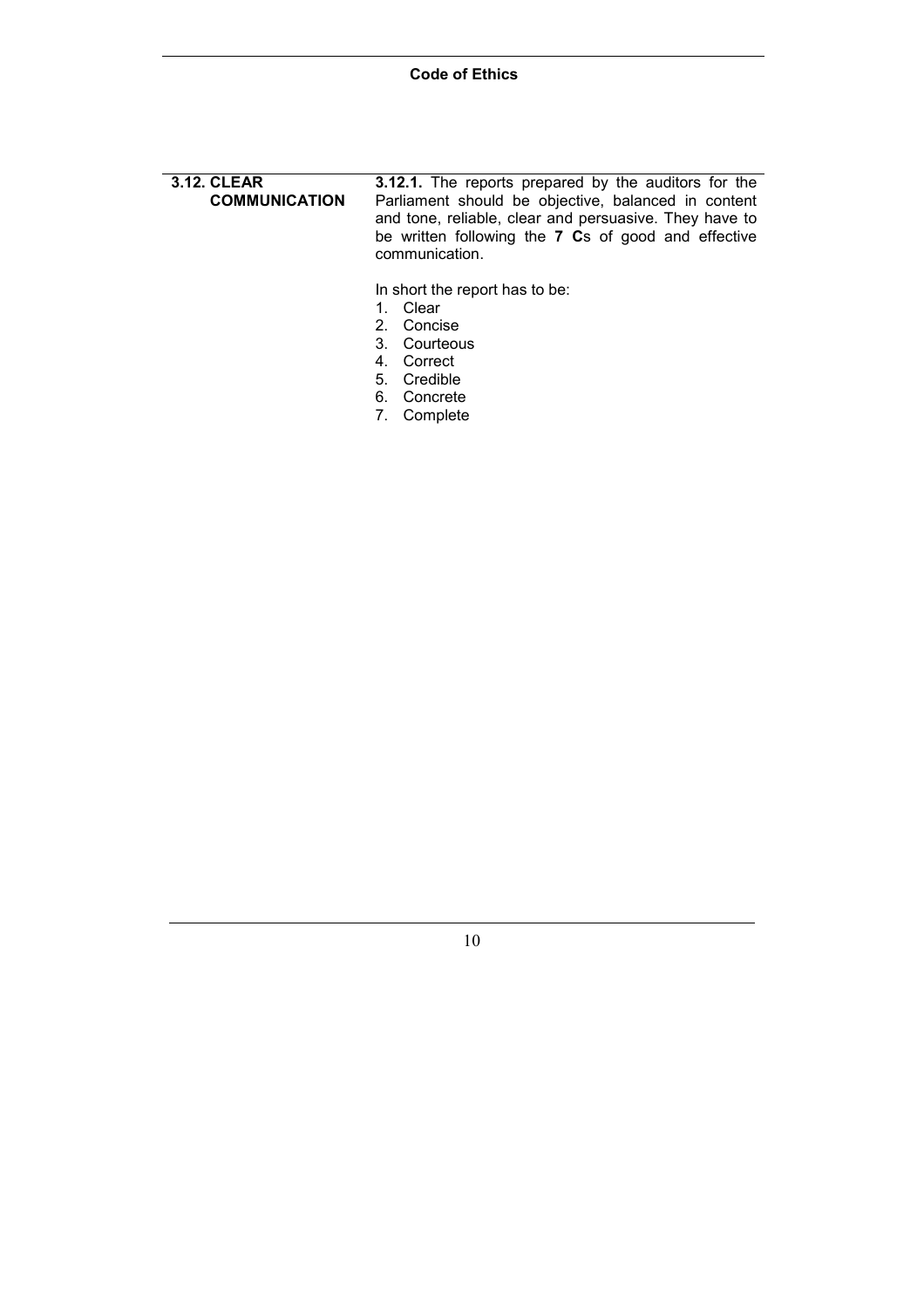## 3.12. CLEAR COMMUNICATION

**3.12.1.** The reports prepared by the auditors for the Parliament should be objective, balanced in content and tone, reliable, clear and persuasive. They have to be written following the **7 C**s of good and effective communication.

In short the report has to be:

1. Clear
2. Concise
3. Courteous
4. Correct
5. Credible
6. Concrete
7. Complete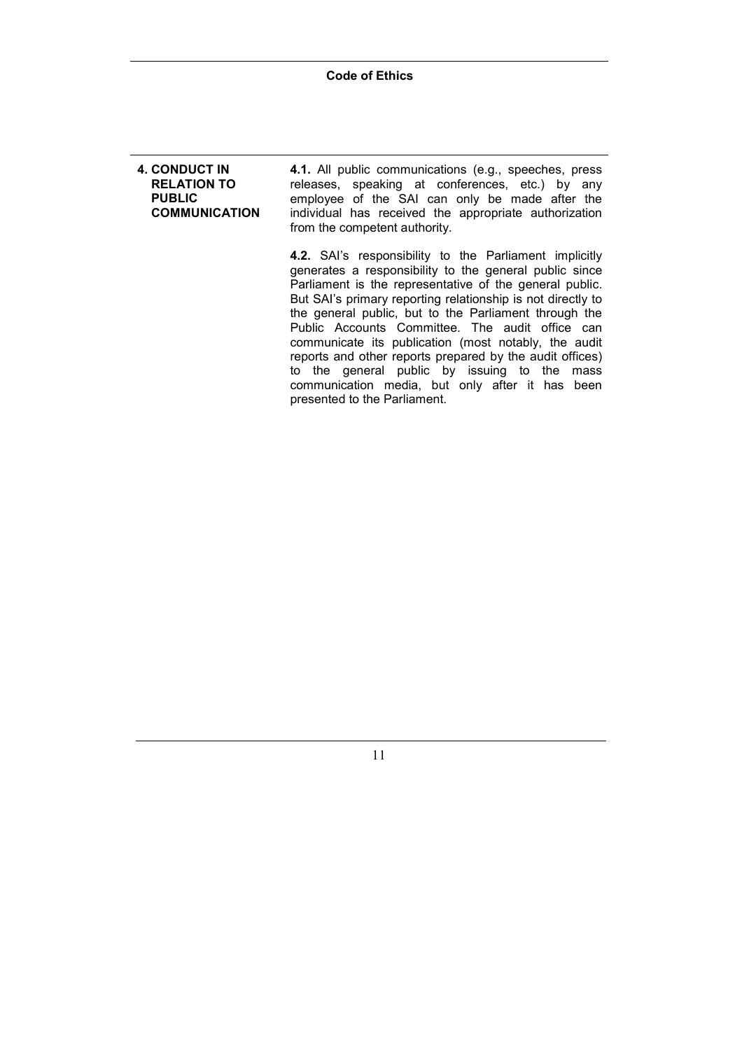## 4. CONDUCT IN RELATION TO PUBLIC COMMUNICATION

**4.1.** All public communications (e.g., speeches, press releases, speaking at conferences, etc.) by any employee of the SAI can only be made after the individual has received the appropriate authorization from the competent authority.

**4.2.** SAI's responsibility to the Parliament implicitly generates a responsibility to the general public since Parliament is the representative of the general public. But SAI's primary reporting relationship is not directly to the general public, but to the Parliament through the Public Accounts Committee. The audit office can communicate its publication (most notably, the audit reports and other reports prepared by the audit offices) to the general public by issuing to the mass communication media, but only after it has been presented to the Parliament.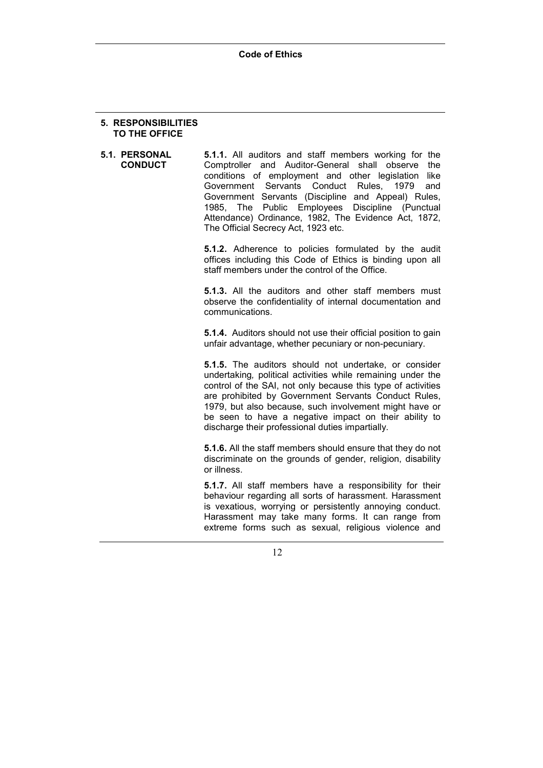## 5. RESPONSIBILITIES TO THE OFFICE

### 5.1. PERSONAL CONDUCT

**5.1.1.** All auditors and staff members working for the Comptroller and Auditor-General shall observe the conditions of employment and other legislation like Government Servants Conduct Rules, 1979 and Government Servants (Discipline and Appeal) Rules, 1985, The Public Employees Discipline (Punctual Attendance) Ordinance, 1982, The Evidence Act, 1872, The Official Secrecy Act, 1923 etc.

**5.1.2.** Adherence to policies formulated by the audit offices including this Code of Ethics is binding upon all staff members under the control of the Office.

**5.1.3.** All the auditors and other staff members must observe the confidentiality of internal documentation and communications.

**5.1.4.** Auditors should not use their official position to gain unfair advantage, whether pecuniary or non-pecuniary.

**5.1.5.** The auditors should not undertake, or consider undertaking, political activities while remaining under the control of the SAI, not only because this type of activities are prohibited by Government Servants Conduct Rules, 1979, but also because, such involvement might have or be seen to have a negative impact on their ability to discharge their professional duties impartially.

**5.1.6.** All the staff members should ensure that they do not discriminate on the grounds of gender, religion, disability or illness.

**5.1.7.** All staff members have a responsibility for their behaviour regarding all sorts of harassment. Harassment is vexatious, worrying or persistently annoying conduct. Harassment may take many forms. It can range from extreme forms such as sexual, religious violence and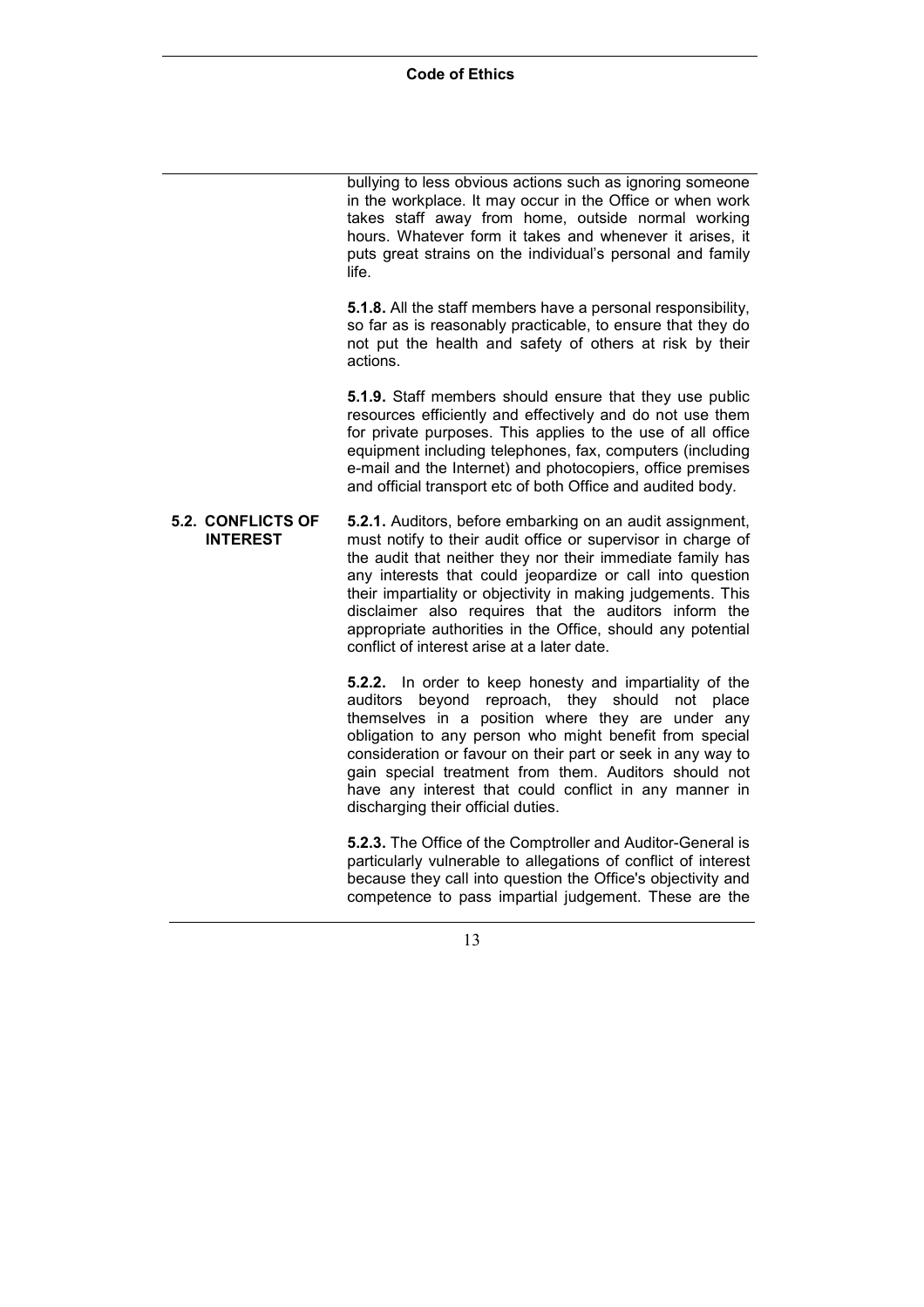bullying to less obvious actions such as ignoring someone in the workplace. It may occur in the Office or when work takes staff away from home, outside normal working hours. Whatever form it takes and whenever it arises, it puts great strains on the individual's personal and family life.

**5.1.8.** All the staff members have a personal responsibility, so far as is reasonably practicable, to ensure that they do not put the health and safety of others at risk by their actions.

**5.1.9.** Staff members should ensure that they use public resources efficiently and effectively and do not use them for private purposes. This applies to the use of all office equipment including telephones, fax, computers (including e-mail and the Internet) and photocopiers, office premises and official transport etc of both Office and audited body.

## 5.2. CONFLICTS OF INTEREST

**5.2.1.** Auditors, before embarking on an audit assignment, must notify to their audit office or supervisor in charge of the audit that neither they nor their immediate family has any interests that could jeopardize or call into question their impartiality or objectivity in making judgements. This disclaimer also requires that the auditors inform the appropriate authorities in the Office, should any potential conflict of interest arise at a later date.

**5.2.2.** In order to keep honesty and impartiality of the auditors beyond reproach, they should not place themselves in a position where they are under any obligation to any person who might benefit from special consideration or favour on their part or seek in any way to gain special treatment from them. Auditors should not have any interest that could conflict in any manner in discharging their official duties.

**5.2.3.** The Office of the Comptroller and Auditor-General is particularly vulnerable to allegations of conflict of interest because they call into question the Office's objectivity and competence to pass impartial judgement. These are the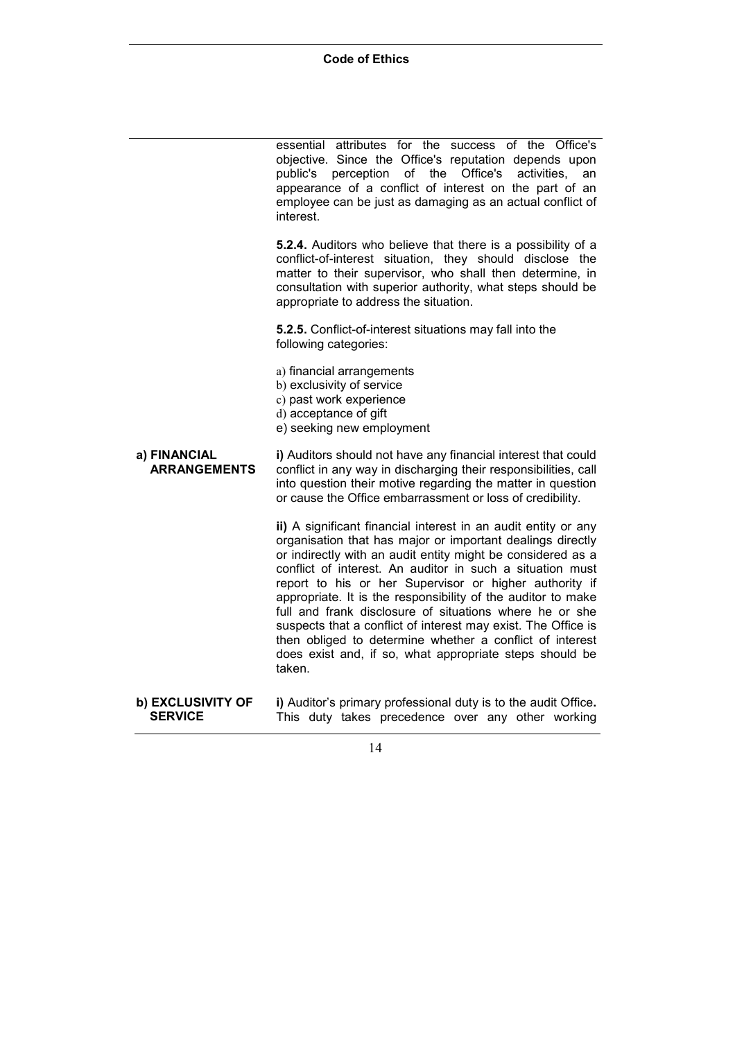essential attributes for the success of the Office's objective. Since the Office's reputation depends upon public's perception of the Office's activities, an appearance of a conflict of interest on the part of an employee can be just as damaging as an actual conflict of interest.

**5.2.4.** Auditors who believe that there is a possibility of a conflict-of-interest situation, they should disclose the matter to their supervisor, who shall then determine, in consultation with superior authority, what steps should be appropriate to address the situation.

**5.2.5.** Conflict-of-interest situations may fall into the following categories:

a) financial arrangements
b) exclusivity of service
c) past work experience
d) acceptance of gift
e) seeking new employment

**a) FINANCIAL ARRANGEMENTS**

**i)** Auditors should not have any financial interest that could conflict in any way in discharging their responsibilities, call into question their motive regarding the matter in question or cause the Office embarrassment or loss of credibility.

**ii)** A significant financial interest in an audit entity or any organisation that has major or important dealings directly or indirectly with an audit entity might be considered as a conflict of interest. An auditor in such a situation must report to his or her Supervisor or higher authority if appropriate. It is the responsibility of the auditor to make full and frank disclosure of situations where he or she suspects that a conflict of interest may exist. The Office is then obliged to determine whether a conflict of interest does exist and, if so, what appropriate steps should be taken.

**b) EXCLUSIVITY OF SERVICE**

**i)** Auditor's primary professional duty is to the audit Office**.** This duty takes precedence over any other working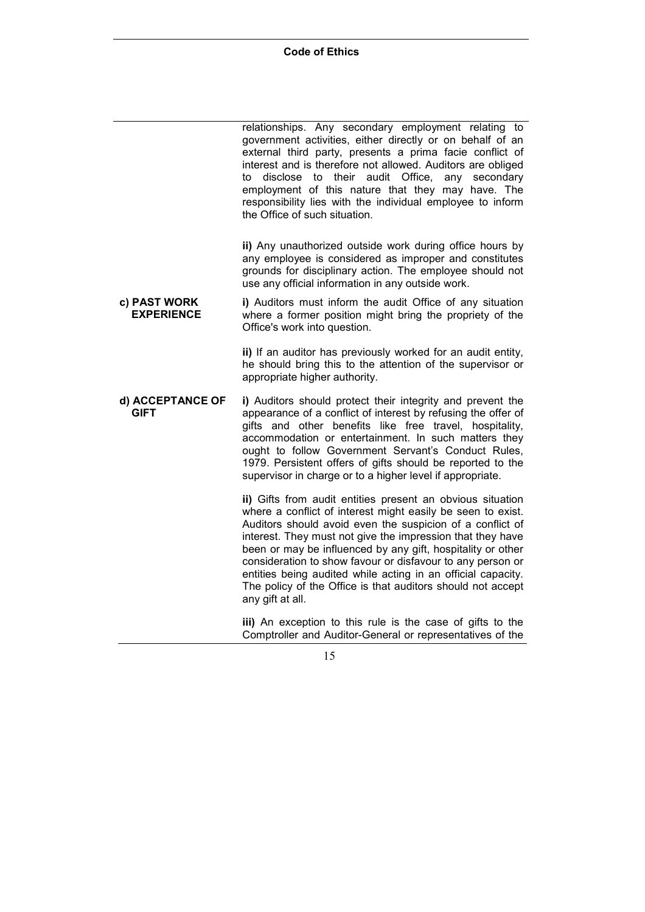relationships. Any secondary employment relating to government activities, either directly or on behalf of an external third party, presents a prima facie conflict of interest and is therefore not allowed. Auditors are obliged to disclose to their audit Office, any secondary employment of this nature that they may have. The responsibility lies with the individual employee to inform the Office of such situation.

**ii)** Any unauthorized outside work during office hours by any employee is considered as improper and constitutes grounds for disciplinary action. The employee should not use any official information in any outside work.

**c) PAST WORK EXPERIENCE**

**i)** Auditors must inform the audit Office of any situation where a former position might bring the propriety of the Office's work into question.

**ii)** If an auditor has previously worked for an audit entity, he should bring this to the attention of the supervisor or appropriate higher authority.

**d) ACCEPTANCE OF GIFT**

**i)** Auditors should protect their integrity and prevent the appearance of a conflict of interest by refusing the offer of gifts and other benefits like free travel, hospitality, accommodation or entertainment. In such matters they ought to follow Government Servant's Conduct Rules, 1979. Persistent offers of gifts should be reported to the supervisor in charge or to a higher level if appropriate.

**ii)** Gifts from audit entities present an obvious situation where a conflict of interest might easily be seen to exist. Auditors should avoid even the suspicion of a conflict of interest. They must not give the impression that they have been or may be influenced by any gift, hospitality or other consideration to show favour or disfavour to any person or entities being audited while acting in an official capacity. The policy of the Office is that auditors should not accept any gift at all.

**iii)** An exception to this rule is the case of gifts to the Comptroller and Auditor-General or representatives of the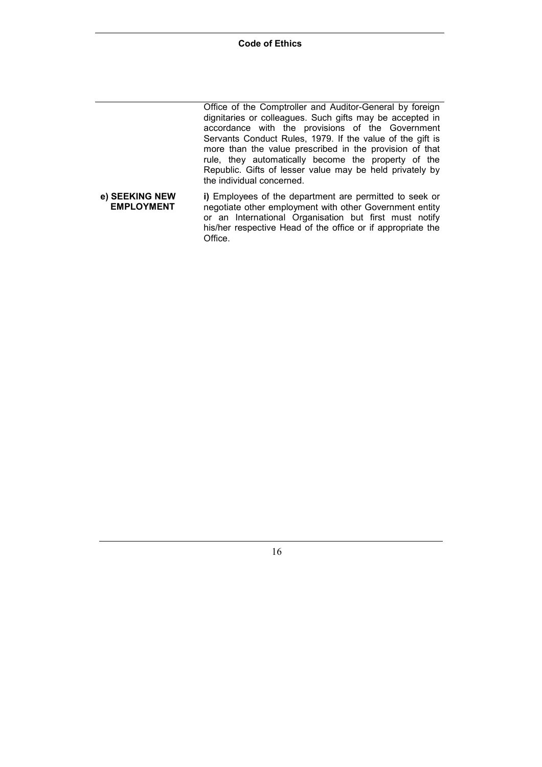Office of the Comptroller and Auditor-General by foreign dignitaries or colleagues. Such gifts may be accepted in accordance with the provisions of the Government Servants Conduct Rules, 1979. If the value of the gift is more than the value prescribed in the provision of that rule, they automatically become the property of the Republic. Gifts of lesser value may be held privately by the individual concerned.

**e) SEEKING NEW EMPLOYMENT**

**i)** Employees of the department are permitted to seek or negotiate other employment with other Government entity or an International Organisation but first must notify his/her respective Head of the office or if appropriate the Office.